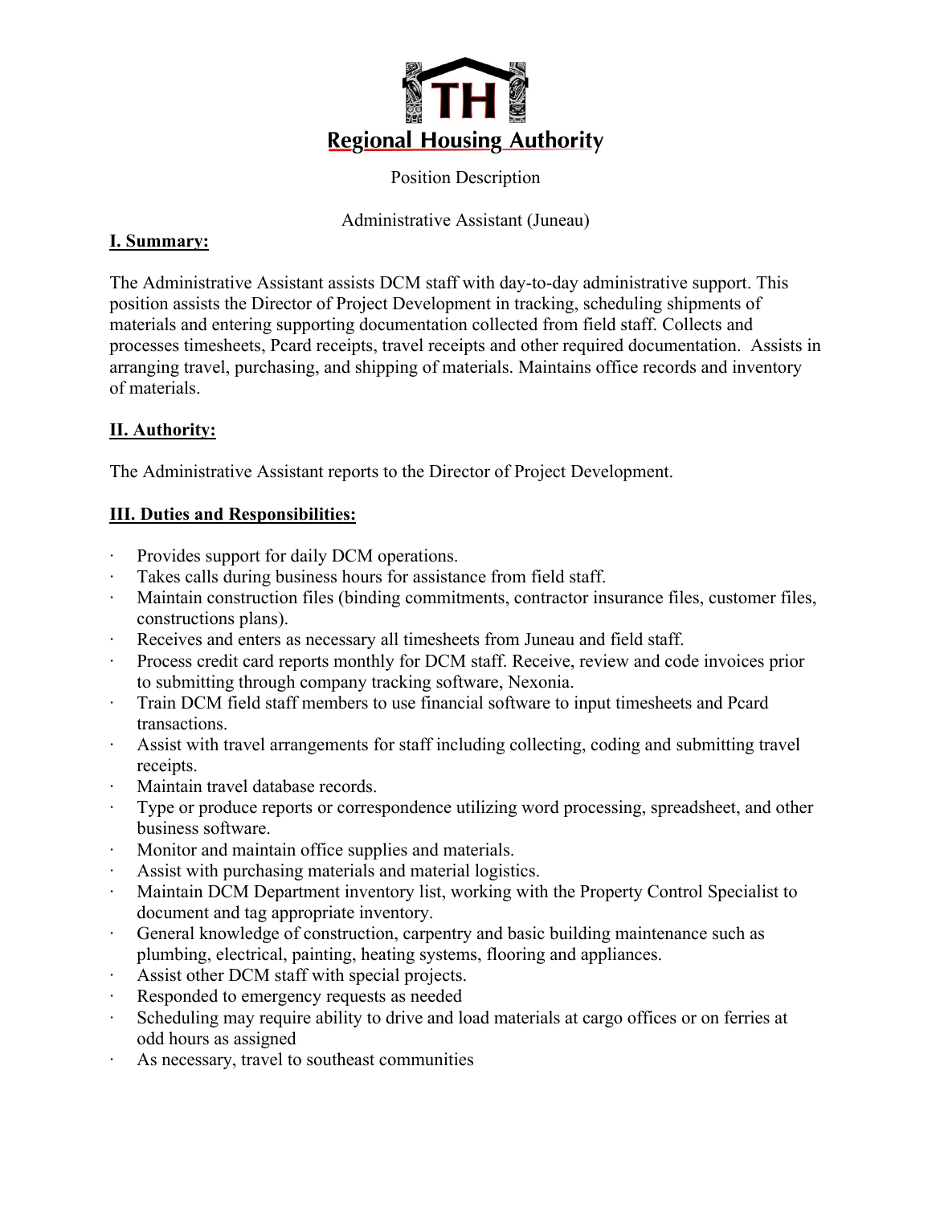# TH Regional Housing Authority

Position Description

Administrative Assistant (Juneau)

## I. Summary:

The Administrative Assistant assists DCM staff with day-to-day administrative support. This position assists the Director of Project Development in tracking, scheduling shipments of materials and entering supporting documentation collected from field staff. Collects and processes timesheets, Pcard receipts, travel receipts and other required documentation. Assists in arranging travel, purchasing, and shipping of materials. Maintains office records and inventory of materials.

## II. Authority:

The Administrative Assistant reports to the Director of Project Development.

## III. Duties and Responsibilities:

- Provides support for daily DCM operations.
- Takes calls during business hours for assistance from field staff.
- Maintain construction files (binding commitments, contractor insurance files, customer files, constructions plans).
- Receives and enters as necessary all timesheets from Juneau and field staff.
- Process credit card reports monthly for DCM staff. Receive, review and code invoices prior to submitting through company tracking software, Nexonia.
- Train DCM field staff members to use financial software to input timesheets and Pcard transactions.
- Assist with travel arrangements for staff including collecting, coding and submitting travel receipts.
- Maintain travel database records.
- Type or produce reports or correspondence utilizing word processing, spreadsheet, and other business software.
- Monitor and maintain office supplies and materials.
- Assist with purchasing materials and material logistics.
- Maintain DCM Department inventory list, working with the Property Control Specialist to document and tag appropriate inventory.
- General knowledge of construction, carpentry and basic building maintenance such as plumbing, electrical, painting, heating systems, flooring and appliances.
- Assist other DCM staff with special projects.
- Responded to emergency requests as needed
- Scheduling may require ability to drive and load materials at cargo offices or on ferries at odd hours as assigned
- As necessary, travel to southeast communities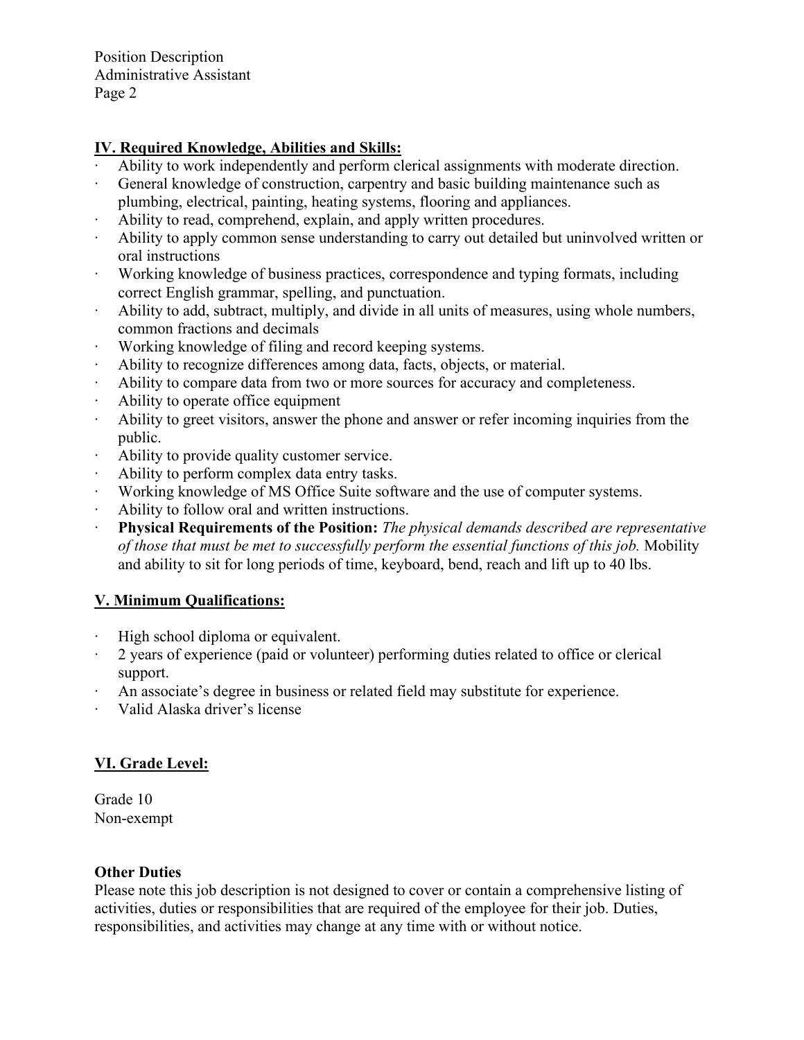## IV. Required Knowledge, Abilities and Skills:

- Ability to work independently and perform clerical assignments with moderate direction.
- General knowledge of construction, carpentry and basic building maintenance such as plumbing, electrical, painting, heating systems, flooring and appliances.
- Ability to read, comprehend, explain, and apply written procedures.
- Ability to apply common sense understanding to carry out detailed but uninvolved written or oral instructions
- Working knowledge of business practices, correspondence and typing formats, including correct English grammar, spelling, and punctuation.
- Ability to add, subtract, multiply, and divide in all units of measures, using whole numbers, common fractions and decimals
- Working knowledge of filing and record keeping systems.
- Ability to recognize differences among data, facts, objects, or material.
- Ability to compare data from two or more sources for accuracy and completeness.
- Ability to operate office equipment
- Ability to greet visitors, answer the phone and answer or refer incoming inquiries from the public.
- Ability to provide quality customer service.
- Ability to perform complex data entry tasks.
- Working knowledge of MS Office Suite software and the use of computer systems.
- Ability to follow oral and written instructions.
- **Physical Requirements of the Position:** *The physical demands described are representative of those that must be met to successfully perform the essential functions of this job.* Mobility and ability to sit for long periods of time, keyboard, bend, reach and lift up to 40 lbs.

## V. Minimum Qualifications:

- High school diploma or equivalent.
- 2 years of experience (paid or volunteer) performing duties related to office or clerical support.
- An associate's degree in business or related field may substitute for experience.
- Valid Alaska driver's license

## VI. Grade Level:

Grade 10
Non-exempt

**Other Duties**

Please note this job description is not designed to cover or contain a comprehensive listing of activities, duties or responsibilities that are required of the employee for their job. Duties, responsibilities, and activities may change at any time with or without notice.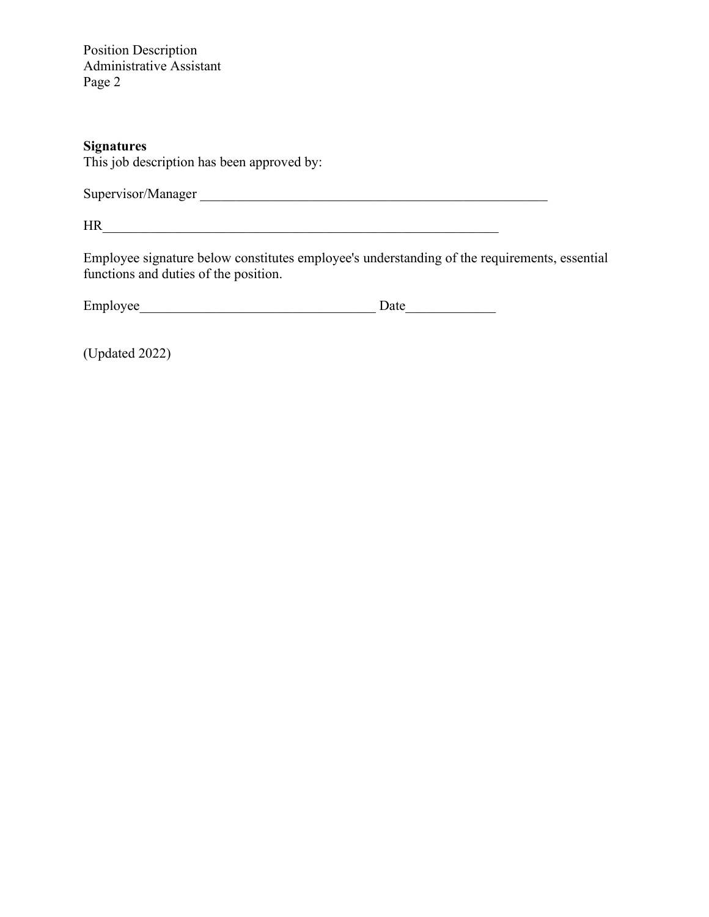**Signatures**

This job description has been approved by:

Supervisor/Manager ______________________________________________________

HR______________________________________________________________

Employee signature below constitutes employee's understanding of the requirements, essential functions and duties of the position.

Employee___________________________________ Date_____________

(Updated 2022)